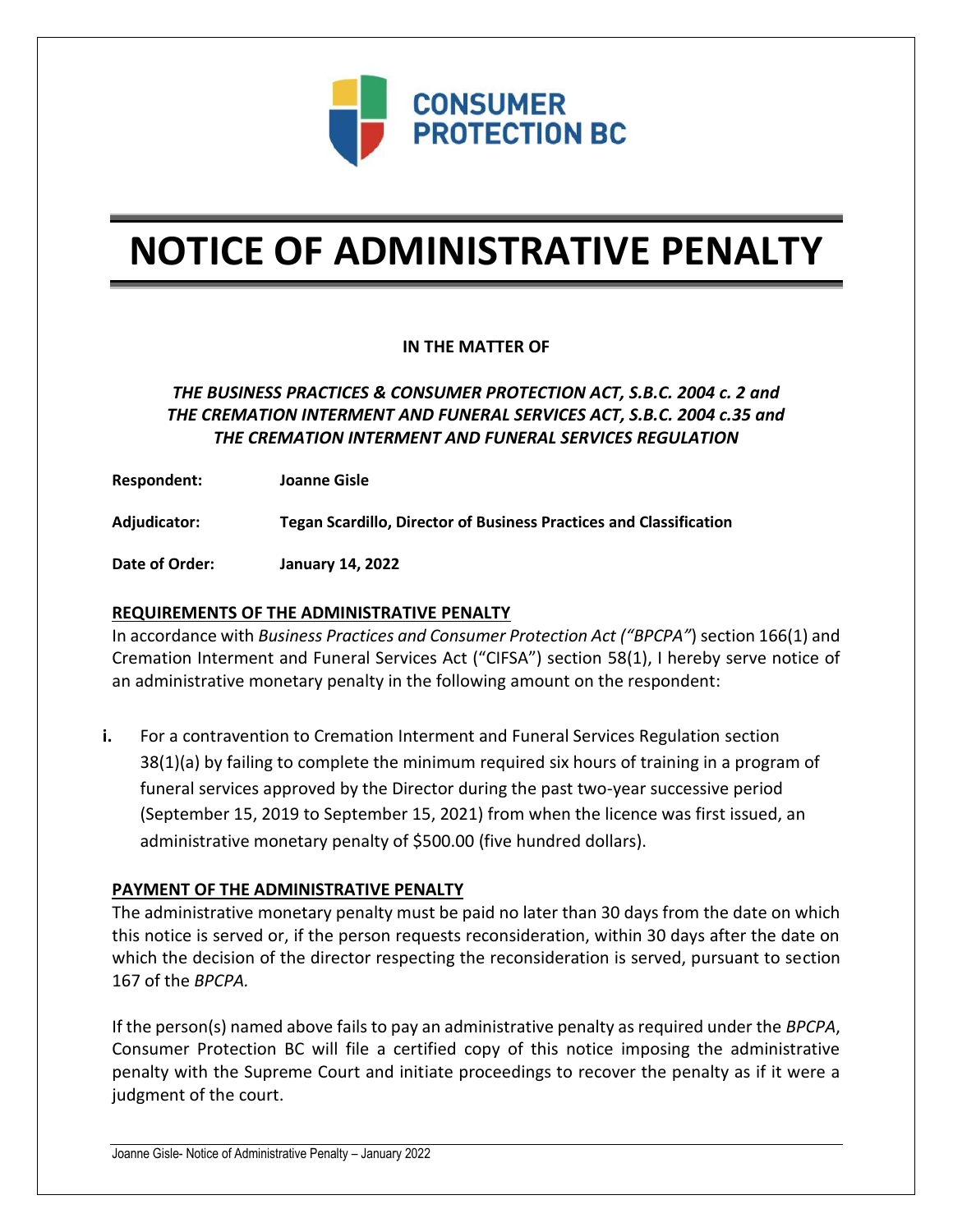**CONSUMER PROTECTION BC**

# NOTICE OF ADMINISTRATIVE PENALTY

**IN THE MATTER OF**

***THE BUSINESS PRACTICES & CONSUMER PROTECTION ACT, S.B.C. 2004 c. 2 and***
***THE CREMATION INTERMENT AND FUNERAL SERVICES ACT, S.B.C. 2004 c.35 and***
***THE CREMATION INTERMENT AND FUNERAL SERVICES REGULATION***

**Respondent:** **Joanne Gisle**

**Adjudicator:** **Tegan Scardillo, Director of Business Practices and Classification**

**Date of Order:** **January 14, 2022**

**REQUIREMENTS OF THE ADMINISTRATIVE PENALTY**

In accordance with *Business Practices and Consumer Protection Act ("BPCPA"*) section 166(1) and Cremation Interment and Funeral Services Act ("CIFSA") section 58(1), I hereby serve notice of an administrative monetary penalty in the following amount on the respondent:

**i.** For a contravention to Cremation Interment and Funeral Services Regulation section 38(1)(a) by failing to complete the minimum required six hours of training in a program of funeral services approved by the Director during the past two-year successive period (September 15, 2019 to September 15, 2021) from when the licence was first issued, an administrative monetary penalty of $500.00 (five hundred dollars).

**PAYMENT OF THE ADMINISTRATIVE PENALTY**

The administrative monetary penalty must be paid no later than 30 days from the date on which this notice is served or, if the person requests reconsideration, within 30 days after the date on which the decision of the director respecting the reconsideration is served, pursuant to section 167 of the *BPCPA.*

If the person(s) named above fails to pay an administrative penalty as required under the *BPCPA*, Consumer Protection BC will file a certified copy of this notice imposing the administrative penalty with the Supreme Court and initiate proceedings to recover the penalty as if it were a judgment of the court.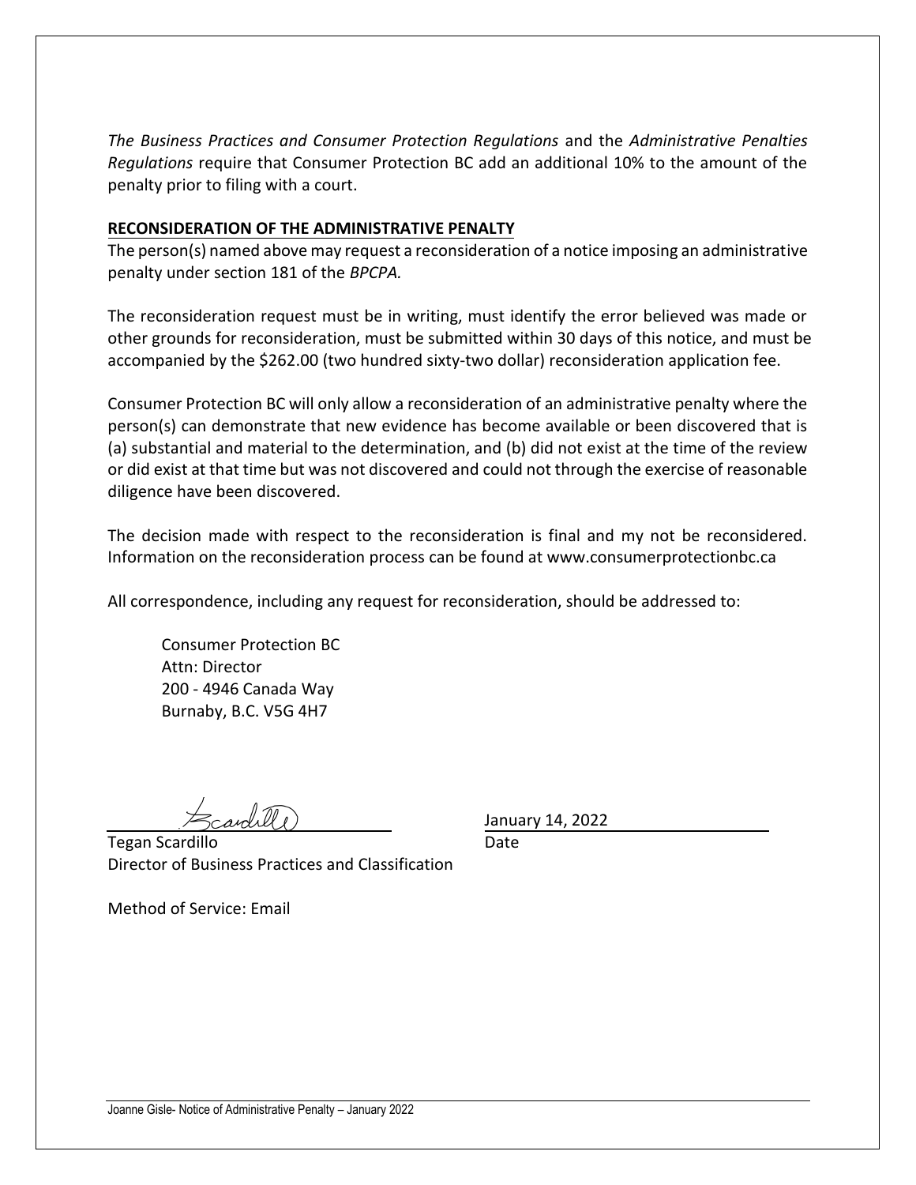*The Business Practices and Consumer Protection Regulations* and the *Administrative Penalties Regulations* require that Consumer Protection BC add an additional 10% to the amount of the penalty prior to filing with a court.

**RECONSIDERATION OF THE ADMINISTRATIVE PENALTY**

The person(s) named above may request a reconsideration of a notice imposing an administrative penalty under section 181 of the *BPCPA.*

The reconsideration request must be in writing, must identify the error believed was made or other grounds for reconsideration, must be submitted within 30 days of this notice, and must be accompanied by the $262.00 (two hundred sixty-two dollar) reconsideration application fee.

Consumer Protection BC will only allow a reconsideration of an administrative penalty where the person(s) can demonstrate that new evidence has become available or been discovered that is (a) substantial and material to the determination, and (b) did not exist at the time of the review or did exist at that time but was not discovered and could not through the exercise of reasonable diligence have been discovered.

The decision made with respect to the reconsideration is final and my not be reconsidered. Information on the reconsideration process can be found at www.consumerprotectionbc.ca

All correspondence, including any request for reconsideration, should be addressed to:

Consumer Protection BC
Attn: Director
200 - 4946 Canada Way
Burnaby, B.C. V5G 4H7

Tegan Scardillo
Director of Business Practices and Classification

January 14, 2022
Date

Method of Service: Email